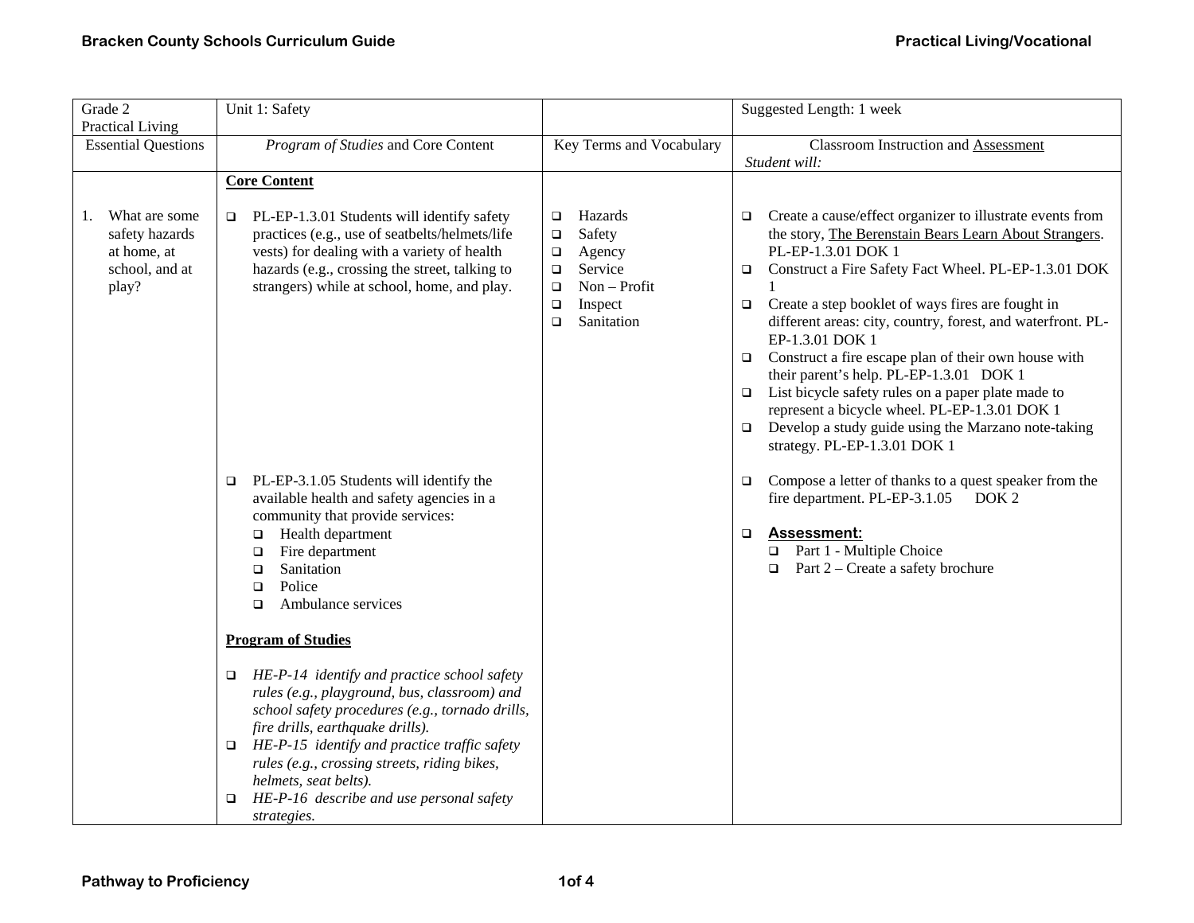| Grade 2 Practical Living | Unit 1: Safety | | Suggested Length: 1 week |
|---|---|---|---|
| Essential Questions | *Program of Studies* and Core Content | Key Terms and Vocabulary | Classroom Instruction and <u>Assessment</u> *Student will:* |
| 1. What are some safety hazards at home, at school, and at play? | **<u>Core Content</u>**<br><br>❑ PL-EP-1.3.01 Students will identify safety practices (e.g., use of seatbelts/helmets/life vests) for dealing with a variety of health hazards (e.g., crossing the street, talking to strangers) while at school, home, and play.<br><br>❑ PL-EP-3.1.05 Students will identify the available health and safety agencies in a community that provide services:<br>❑ Health department<br>❑ Fire department<br>❑ Sanitation<br>❑ Police<br>❑ Ambulance services<br><br>**<u>Program of Studies</u>**<br><br>❑ *HE-P-14 identify and practice school safety rules (e.g., playground, bus, classroom) and school safety procedures (e.g., tornado drills, fire drills, earthquake drills).*<br>❑ *HE-P-15 identify and practice traffic safety rules (e.g., crossing streets, riding bikes, helmets, seat belts).*<br>❑ *HE-P-16 describe and use personal safety strategies.* | ❑ Hazards<br>❑ Safety<br>❑ Agency<br>❑ Service<br>❑ Non – Profit<br>❑ Inspect<br>❑ Sanitation | ❑ Create a cause/effect organizer to illustrate events from the story, <u>The Berenstain Bears Learn About Strangers</u>. PL-EP-1.3.01 DOK 1<br>❑ Construct a Fire Safety Fact Wheel. PL-EP-1.3.01 DOK 1<br>❑ Create a step booklet of ways fires are fought in different areas: city, country, forest, and waterfront. PL-EP-1.3.01 DOK 1<br>❑ Construct a fire escape plan of their own house with their parent's help. PL-EP-1.3.01 DOK 1<br>❑ List bicycle safety rules on a paper plate made to represent a bicycle wheel. PL-EP-1.3.01 DOK 1<br>❑ Develop a study guide using the Marzano note-taking strategy. PL-EP-1.3.01 DOK 1<br><br>❑ Compose a letter of thanks to a quest speaker from the fire department. PL-EP-3.1.05 DOK 2<br><br>❑ **<u>Assessment:</u>**<br>❑ Part 1 - Multiple Choice<br>❑ Part 2 – Create a safety brochure |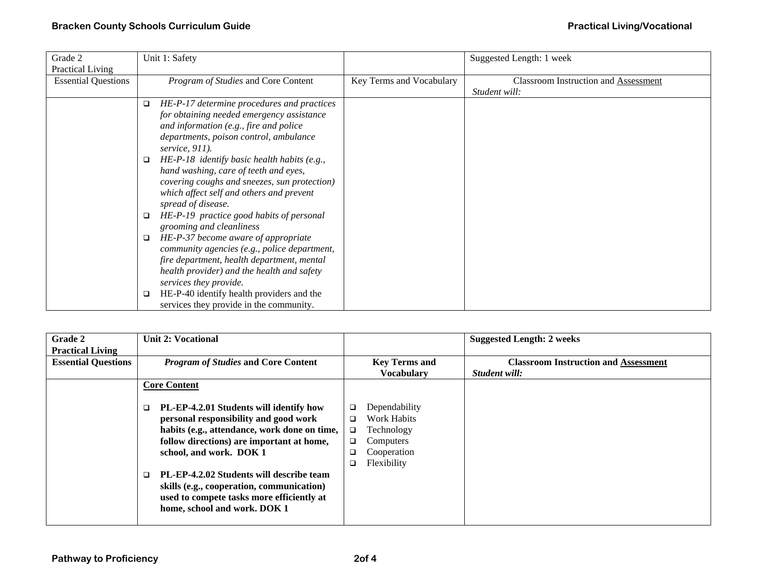| Grade 2 Practical Living | Unit 1: Safety | | Suggested Length: 1 week |
|---|---|---|---|
| Essential Questions | *Program of Studies* and Core Content | Key Terms and Vocabulary | Classroom Instruction and Assessment *Student will:* |
| | ❑ *HE-P-17 determine procedures and practices for obtaining needed emergency assistance and information (e.g., fire and police departments, poison control, ambulance service, 911).* <br> ❑ *HE-P-18 identify basic health habits (e.g., hand washing, care of teeth and eyes, covering coughs and sneezes, sun protection) which affect self and others and prevent spread of disease.* <br> ❑ *HE-P-19 practice good habits of personal grooming and cleanliness* <br> ❑ *HE-P-37 become aware of appropriate community agencies (e.g., police department, fire department, health department, mental health provider) and the health and safety services they provide.* <br> ❑ HE-P-40 identify health providers and the services they provide in the community. | | |

| **Grade 2 Practical Living** | **Unit 2: Vocational** | | **Suggested Length: 2 weeks** |
|---|---|---|---|
| **Essential Questions** | ***Program of Studies* and Core Content** | **Key Terms and Vocabulary** | **Classroom Instruction and Assessment** ***Student will:*** |
| | **Core Content** <br><br> ❑ **PL-EP-4.2.01 Students will identify how personal responsibility and good work habits (e.g., attendance, work done on time, follow directions) are important at home, school, and work. DOK 1** <br><br> ❑ **PL-EP-4.2.02 Students will describe team skills (e.g., cooperation, communication) used to compete tasks more efficiently at home, school and work. DOK 1** | ❑ Dependability <br> ❑ Work Habits <br> ❑ Technology <br> ❑ Computers <br> ❑ Cooperation <br> ❑ Flexibility | |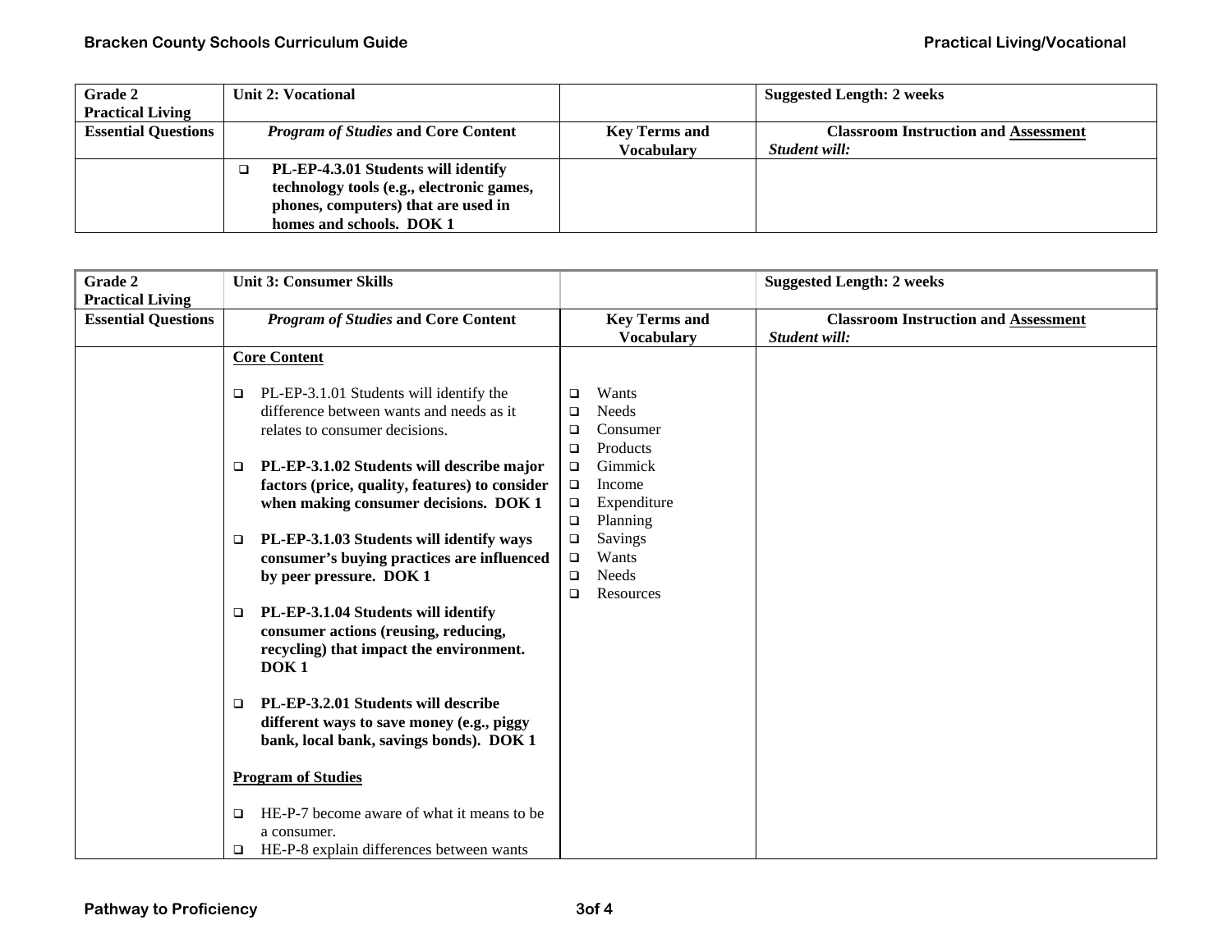| Grade 2 Practical Living | Unit 2: Vocational | | Suggested Length: 2 weeks |
|---|---|---|---|
| **Essential Questions** | ***Program of Studies* and Core Content** | **Key Terms and Vocabulary** | **Classroom Instruction and Assessment** ***Student will:*** |
| | ❑ **PL-EP-4.3.01 Students will identify technology tools (e.g., electronic games, phones, computers) that are used in homes and schools. DOK 1** | | |

| Grade 2 Practical Living | Unit 3: Consumer Skills | | Suggested Length: 2 weeks |
|---|---|---|---|
| **Essential Questions** | ***Program of Studies* and Core Content** | **Key Terms and Vocabulary** | **Classroom Instruction and Assessment** ***Student will:*** |
| | **Core Content**<br><br>❑ PL-EP-3.1.01 Students will identify the difference between wants and needs as it relates to consumer decisions.<br><br>❑ **PL-EP-3.1.02 Students will describe major factors (price, quality, features) to consider when making consumer decisions. DOK 1**<br><br>❑ **PL-EP-3.1.03 Students will identify ways consumer's buying practices are influenced by peer pressure. DOK 1**<br><br>❑ **PL-EP-3.1.04 Students will identify consumer actions (reusing, reducing, recycling) that impact the environment. DOK 1**<br><br>❑ **PL-EP-3.2.01 Students will describe different ways to save money (e.g., piggy bank, local bank, savings bonds). DOK 1**<br><br>**Program of Studies**<br><br>❑ HE-P-7 become aware of what it means to be a consumer.<br>❑ HE-P-8 explain differences between wants | ❑ Wants<br>❑ Needs<br>❑ Consumer<br>❑ Products<br>❑ Gimmick<br>❑ Income<br>❑ Expenditure<br>❑ Planning<br>❑ Savings<br>❑ Wants<br>❑ Needs<br>❑ Resources | |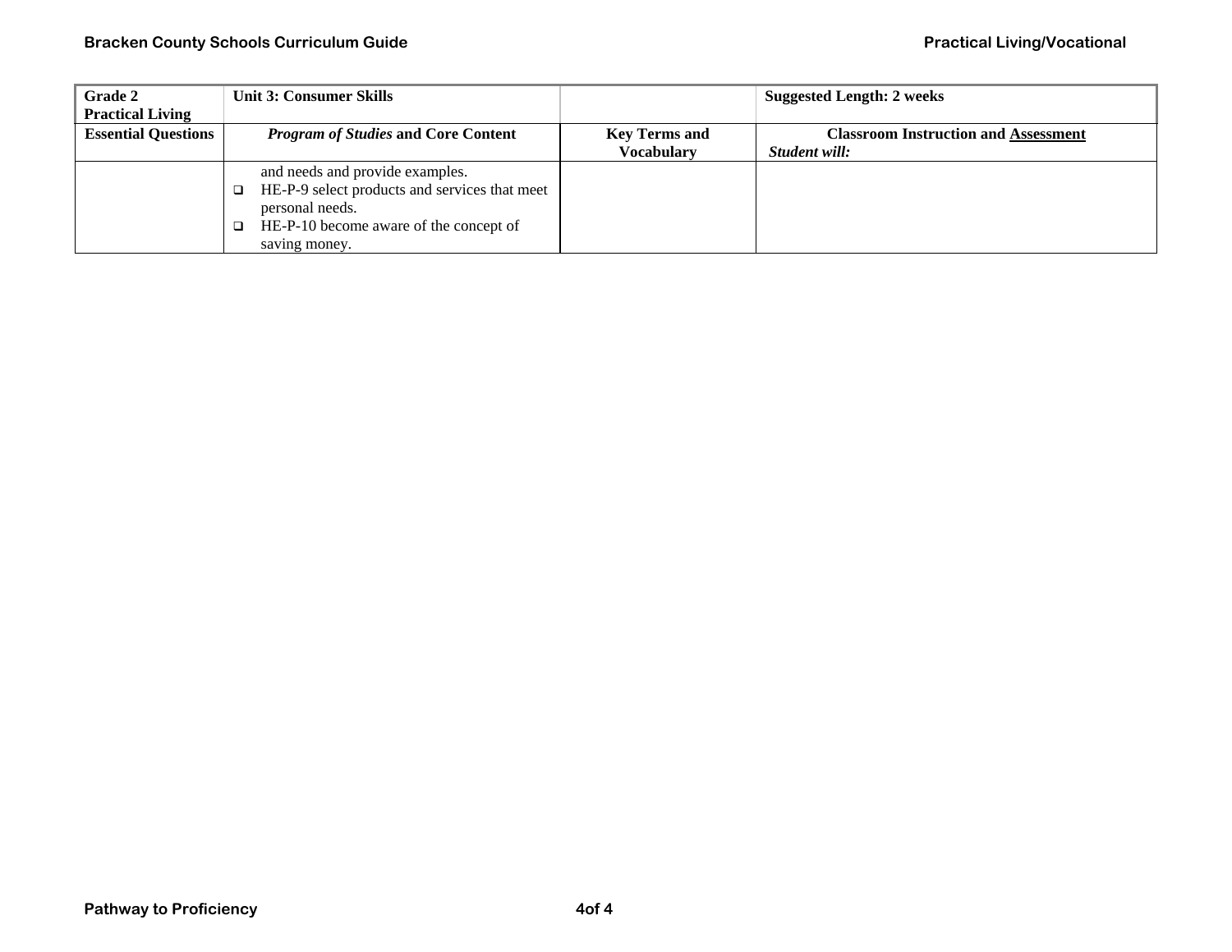| Grade 2 Practical Living | Unit 3: Consumer Skills | | Suggested Length: 2 weeks |
|---|---|---|---|
| **Essential Questions** | ***Program of Studies* and Core Content** | **Key Terms and Vocabulary** | **Classroom Instruction and Assessment** ***Student will:*** |
| | and needs and provide examples.<br>❑ HE-P-9 select products and services that meet personal needs.<br>❑ HE-P-10 become aware of the concept of saving money. | | |